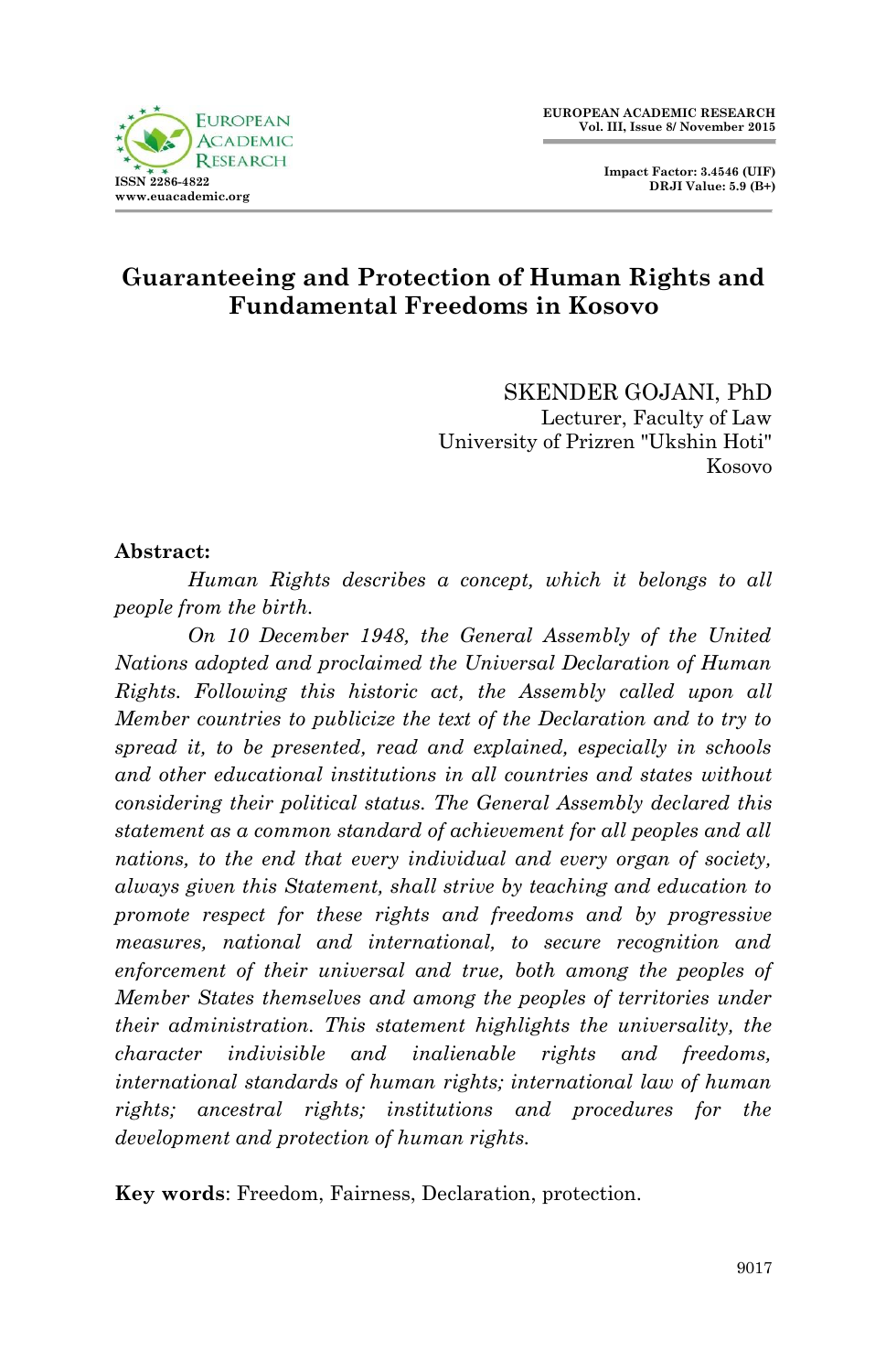# Guaranteeing and Protection of Human Rights and Fundamental Freedoms in Kosovo

SKENDER GOJANI, PhD
Lecturer, Faculty of Law
University of Prizren "Ukshin Hoti"
Kosovo

**Abstract:**

*Human Rights describes a concept, which it belongs to all people from the birth.*

*On 10 December 1948, the General Assembly of the United Nations adopted and proclaimed the Universal Declaration of Human Rights. Following this historic act, the Assembly called upon all Member countries to publicize the text of the Declaration and to try to spread it, to be presented, read and explained, especially in schools and other educational institutions in all countries and states without considering their political status. The General Assembly declared this statement as a common standard of achievement for all peoples and all nations, to the end that every individual and every organ of society, always given this Statement, shall strive by teaching and education to promote respect for these rights and freedoms and by progressive measures, national and international, to secure recognition and enforcement of their universal and true, both among the peoples of Member States themselves and among the peoples of territories under their administration. This statement highlights the universality, the character indivisible and inalienable rights and freedoms, international standards of human rights; international law of human rights; ancestral rights; institutions and procedures for the development and protection of human rights.*

**Key words**: Freedom, Fairness, Declaration, protection.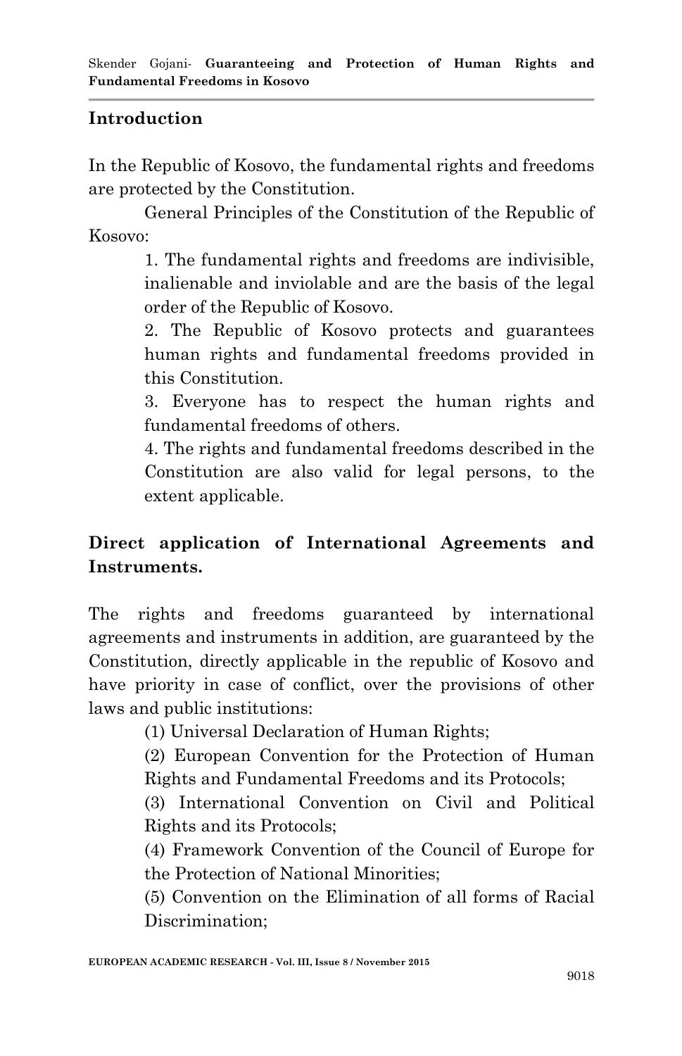## Introduction

In the Republic of Kosovo, the fundamental rights and freedoms are protected by the Constitution.

General Principles of the Constitution of the Republic of Kosovo:

1. The fundamental rights and freedoms are indivisible, inalienable and inviolable and are the basis of the legal order of the Republic of Kosovo.
2. The Republic of Kosovo protects and guarantees human rights and fundamental freedoms provided in this Constitution.
3. Everyone has to respect the human rights and fundamental freedoms of others.
4. The rights and fundamental freedoms described in the Constitution are also valid for legal persons, to the extent applicable.

## Direct application of International Agreements and Instruments.

The rights and freedoms guaranteed by international agreements and instruments in addition, are guaranteed by the Constitution, directly applicable in the republic of Kosovo and have priority in case of conflict, over the provisions of other laws and public institutions:

(1) Universal Declaration of Human Rights;

(2) European Convention for the Protection of Human Rights and Fundamental Freedoms and its Protocols;

(3) International Convention on Civil and Political Rights and its Protocols;

(4) Framework Convention of the Council of Europe for the Protection of National Minorities;

(5) Convention on the Elimination of all forms of Racial Discrimination;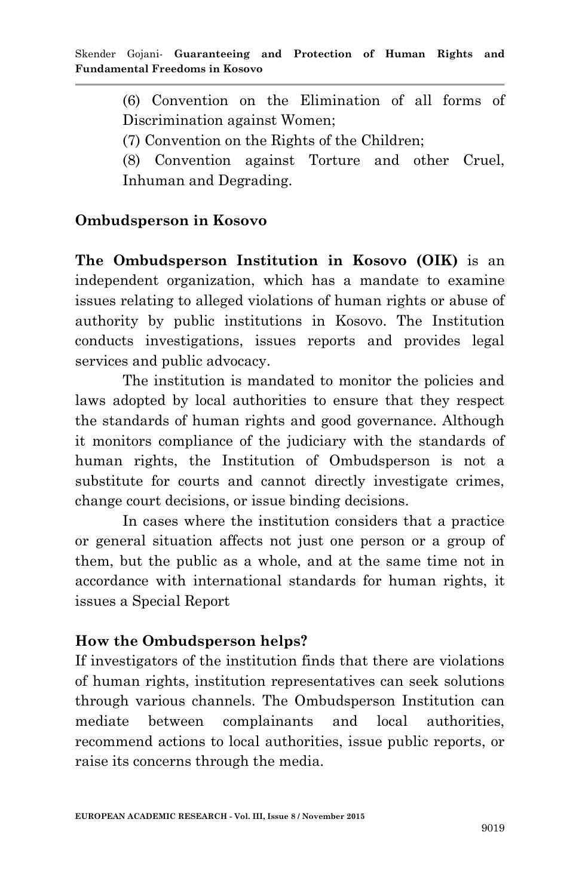(6) Convention on the Elimination of all forms of Discrimination against Women;

(7) Convention on the Rights of the Children;

(8) Convention against Torture and other Cruel, Inhuman and Degrading.

## Ombudsperson in Kosovo

**The Ombudsperson Institution in Kosovo (OIK)** is an independent organization, which has a mandate to examine issues relating to alleged violations of human rights or abuse of authority by public institutions in Kosovo. The Institution conducts investigations, issues reports and provides legal services and public advocacy.

The institution is mandated to monitor the policies and laws adopted by local authorities to ensure that they respect the standards of human rights and good governance. Although it monitors compliance of the judiciary with the standards of human rights, the Institution of Ombudsperson is not a substitute for courts and cannot directly investigate crimes, change court decisions, or issue binding decisions.

In cases where the institution considers that a practice or general situation affects not just one person or a group of them, but the public as a whole, and at the same time not in accordance with international standards for human rights, it issues a Special Report

## How the Ombudsperson helps?

If investigators of the institution finds that there are violations of human rights, institution representatives can seek solutions through various channels. The Ombudsperson Institution can mediate between complainants and local authorities, recommend actions to local authorities, issue public reports, or raise its concerns through the media.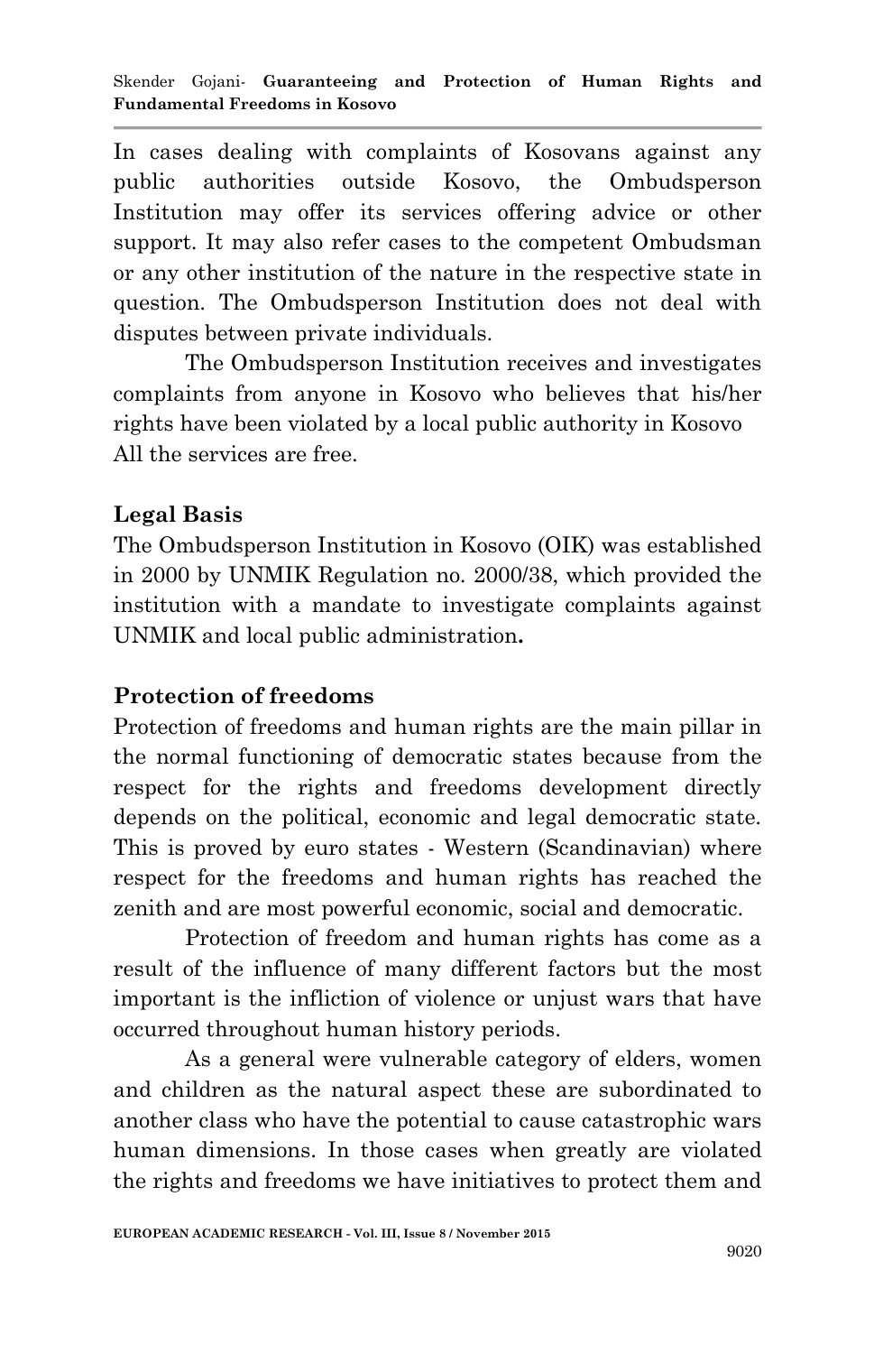In cases dealing with complaints of Kosovans against any public authorities outside Kosovo, the Ombudsperson Institution may offer its services offering advice or other support. It may also refer cases to the competent Ombudsman or any other institution of the nature in the respective state in question. The Ombudsperson Institution does not deal with disputes between private individuals.

The Ombudsperson Institution receives and investigates complaints from anyone in Kosovo who believes that his/her rights have been violated by a local public authority in Kosovo All the services are free.

## Legal Basis

The Ombudsperson Institution in Kosovo (OIK) was established in 2000 by UNMIK Regulation no. 2000/38, which provided the institution with a mandate to investigate complaints against UNMIK and local public administration**.**

## Protection of freedoms

Protection of freedoms and human rights are the main pillar in the normal functioning of democratic states because from the respect for the rights and freedoms development directly depends on the political, economic and legal democratic state. This is proved by euro states - Western (Scandinavian) where respect for the freedoms and human rights has reached the zenith and are most powerful economic, social and democratic.

Protection of freedom and human rights has come as a result of the influence of many different factors but the most important is the infliction of violence or unjust wars that have occurred throughout human history periods.

As a general were vulnerable category of elders, women and children as the natural aspect these are subordinated to another class who have the potential to cause catastrophic wars human dimensions. In those cases when greatly are violated the rights and freedoms we have initiatives to protect them and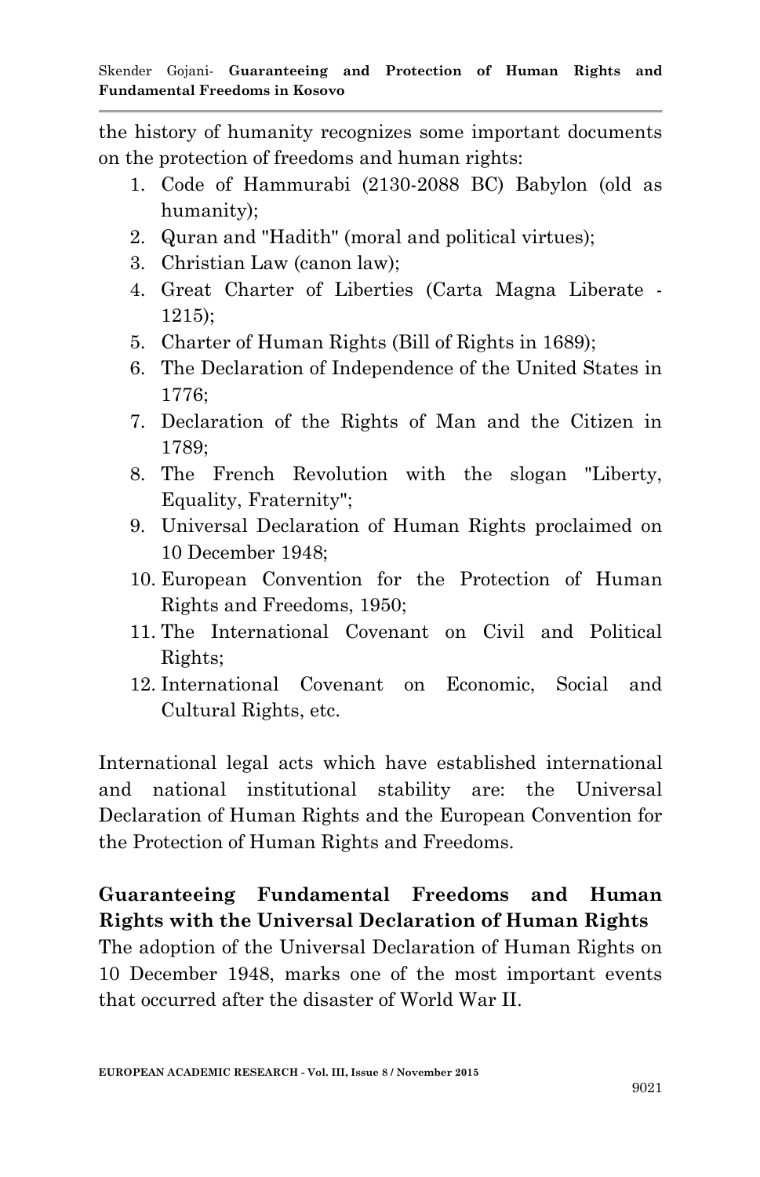the history of humanity recognizes some important documents on the protection of freedoms and human rights:

1. Code of Hammurabi (2130-2088 BC) Babylon (old as humanity);
2. Quran and "Hadith" (moral and political virtues);
3. Christian Law (canon law);
4. Great Charter of Liberties (Carta Magna Liberate - 1215);
5. Charter of Human Rights (Bill of Rights in 1689);
6. The Declaration of Independence of the United States in 1776;
7. Declaration of the Rights of Man and the Citizen in 1789;
8. The French Revolution with the slogan "Liberty, Equality, Fraternity";
9. Universal Declaration of Human Rights proclaimed on 10 December 1948;
10. European Convention for the Protection of Human Rights and Freedoms, 1950;
11. The International Covenant on Civil and Political Rights;
12. International Covenant on Economic, Social and Cultural Rights, etc.

International legal acts which have established international and national institutional stability are: the Universal Declaration of Human Rights and the European Convention for the Protection of Human Rights and Freedoms.

**Guaranteeing Fundamental Freedoms and Human Rights with the Universal Declaration of Human Rights**

The adoption of the Universal Declaration of Human Rights on 10 December 1948, marks one of the most important events that occurred after the disaster of World War II.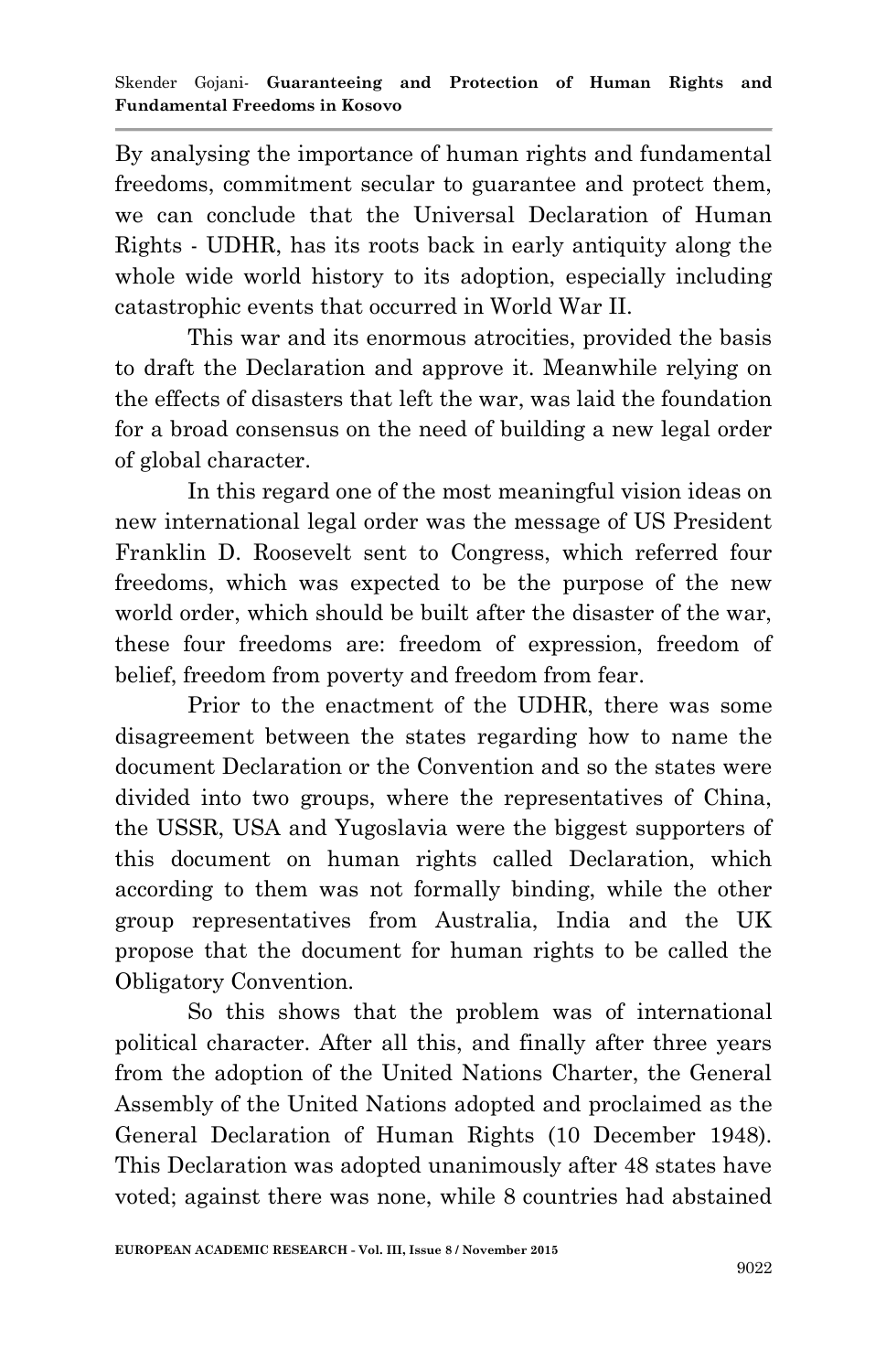By analysing the importance of human rights and fundamental freedoms, commitment secular to guarantee and protect them, we can conclude that the Universal Declaration of Human Rights - UDHR, has its roots back in early antiquity along the whole wide world history to its adoption, especially including catastrophic events that occurred in World War II.

This war and its enormous atrocities, provided the basis to draft the Declaration and approve it. Meanwhile relying on the effects of disasters that left the war, was laid the foundation for a broad consensus on the need of building a new legal order of global character.

In this regard one of the most meaningful vision ideas on new international legal order was the message of US President Franklin D. Roosevelt sent to Congress, which referred four freedoms, which was expected to be the purpose of the new world order, which should be built after the disaster of the war, these four freedoms are: freedom of expression, freedom of belief, freedom from poverty and freedom from fear.

Prior to the enactment of the UDHR, there was some disagreement between the states regarding how to name the document Declaration or the Convention and so the states were divided into two groups, where the representatives of China, the USSR, USA and Yugoslavia were the biggest supporters of this document on human rights called Declaration, which according to them was not formally binding, while the other group representatives from Australia, India and the UK propose that the document for human rights to be called the Obligatory Convention.

So this shows that the problem was of international political character. After all this, and finally after three years from the adoption of the United Nations Charter, the General Assembly of the United Nations adopted and proclaimed as the General Declaration of Human Rights (10 December 1948). This Declaration was adopted unanimously after 48 states have voted; against there was none, while 8 countries had abstained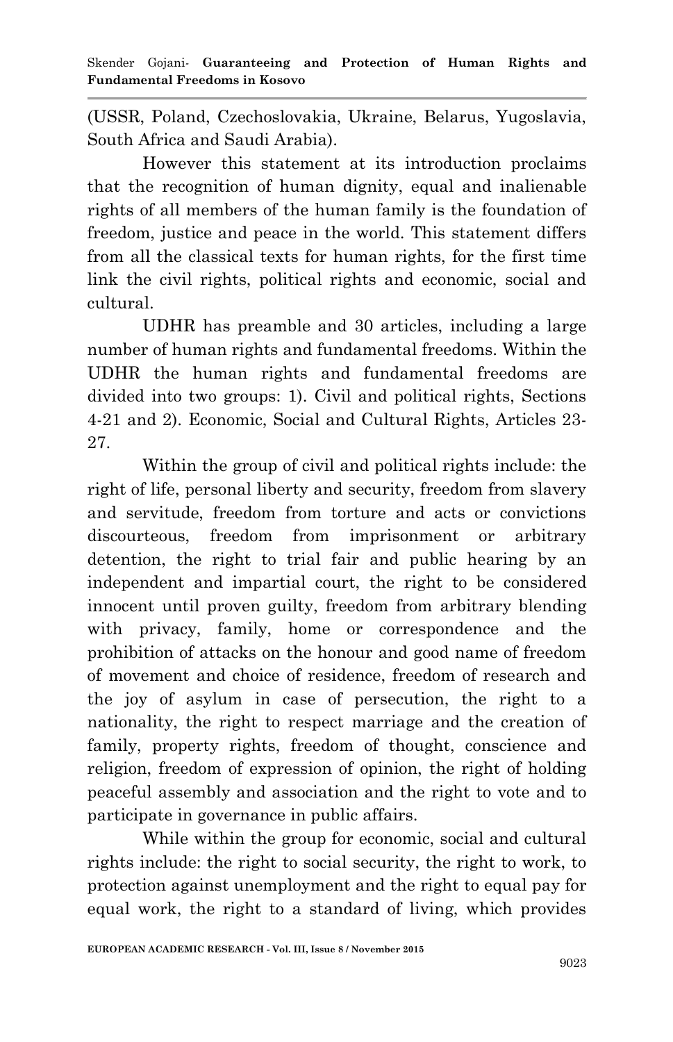(USSR, Poland, Czechoslovakia, Ukraine, Belarus, Yugoslavia, South Africa and Saudi Arabia).

However this statement at its introduction proclaims that the recognition of human dignity, equal and inalienable rights of all members of the human family is the foundation of freedom, justice and peace in the world. This statement differs from all the classical texts for human rights, for the first time link the civil rights, political rights and economic, social and cultural.

UDHR has preamble and 30 articles, including a large number of human rights and fundamental freedoms. Within the UDHR the human rights and fundamental freedoms are divided into two groups: 1). Civil and political rights, Sections 4-21 and 2). Economic, Social and Cultural Rights, Articles 23-27.

Within the group of civil and political rights include: the right of life, personal liberty and security, freedom from slavery and servitude, freedom from torture and acts or convictions discourteous, freedom from imprisonment or arbitrary detention, the right to trial fair and public hearing by an independent and impartial court, the right to be considered innocent until proven guilty, freedom from arbitrary blending with privacy, family, home or correspondence and the prohibition of attacks on the honour and good name of freedom of movement and choice of residence, freedom of research and the joy of asylum in case of persecution, the right to a nationality, the right to respect marriage and the creation of family, property rights, freedom of thought, conscience and religion, freedom of expression of opinion, the right of holding peaceful assembly and association and the right to vote and to participate in governance in public affairs.

While within the group for economic, social and cultural rights include: the right to social security, the right to work, to protection against unemployment and the right to equal pay for equal work, the right to a standard of living, which provides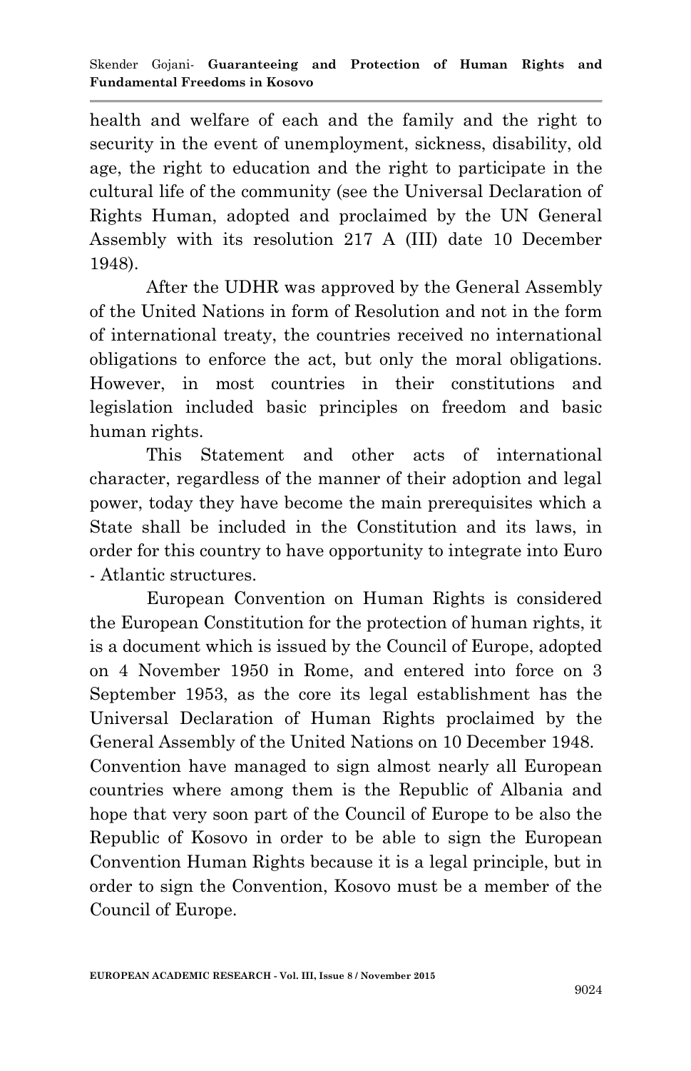health and welfare of each and the family and the right to security in the event of unemployment, sickness, disability, old age, the right to education and the right to participate in the cultural life of the community (see the Universal Declaration of Rights Human, adopted and proclaimed by the UN General Assembly with its resolution 217 A (III) date 10 December 1948).

After the UDHR was approved by the General Assembly of the United Nations in form of Resolution and not in the form of international treaty, the countries received no international obligations to enforce the act, but only the moral obligations. However, in most countries in their constitutions and legislation included basic principles on freedom and basic human rights.

This Statement and other acts of international character, regardless of the manner of their adoption and legal power, today they have become the main prerequisites which a State shall be included in the Constitution and its laws, in order for this country to have opportunity to integrate into Euro - Atlantic structures.

European Convention on Human Rights is considered the European Constitution for the protection of human rights, it is a document which is issued by the Council of Europe, adopted on 4 November 1950 in Rome, and entered into force on 3 September 1953, as the core its legal establishment has the Universal Declaration of Human Rights proclaimed by the General Assembly of the United Nations on 10 December 1948.

Convention have managed to sign almost nearly all European countries where among them is the Republic of Albania and hope that very soon part of the Council of Europe to be also the Republic of Kosovo in order to be able to sign the European Convention Human Rights because it is a legal principle, but in order to sign the Convention, Kosovo must be a member of the Council of Europe.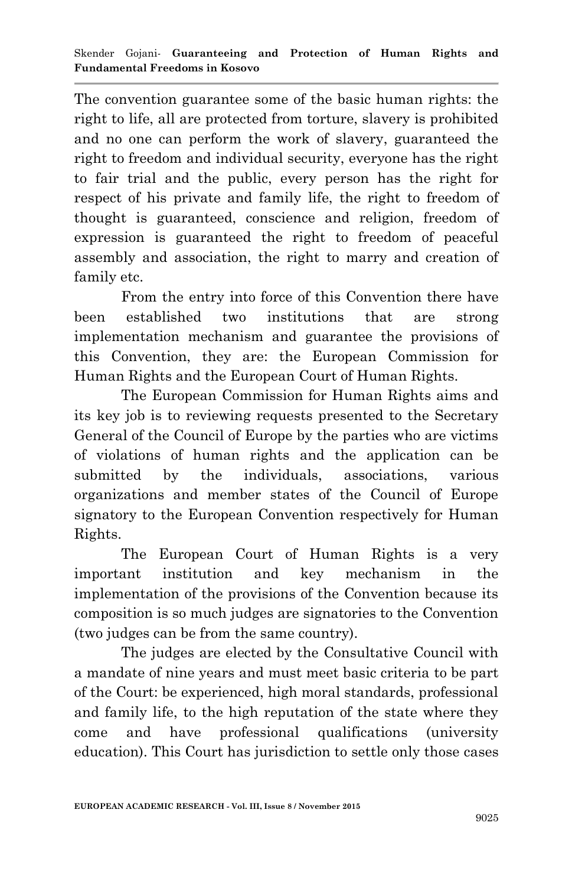The convention guarantee some of the basic human rights: the right to life, all are protected from torture, slavery is prohibited and no one can perform the work of slavery, guaranteed the right to freedom and individual security, everyone has the right to fair trial and the public, every person has the right for respect of his private and family life, the right to freedom of thought is guaranteed, conscience and religion, freedom of expression is guaranteed the right to freedom of peaceful assembly and association, the right to marry and creation of family etc.

From the entry into force of this Convention there have been established two institutions that are strong implementation mechanism and guarantee the provisions of this Convention, they are: the European Commission for Human Rights and the European Court of Human Rights.

The European Commission for Human Rights aims and its key job is to reviewing requests presented to the Secretary General of the Council of Europe by the parties who are victims of violations of human rights and the application can be submitted by the individuals, associations, various organizations and member states of the Council of Europe signatory to the European Convention respectively for Human Rights.

The European Court of Human Rights is a very important institution and key mechanism in the implementation of the provisions of the Convention because its composition is so much judges are signatories to the Convention (two judges can be from the same country).

The judges are elected by the Consultative Council with a mandate of nine years and must meet basic criteria to be part of the Court: be experienced, high moral standards, professional and family life, to the high reputation of the state where they come and have professional qualifications (university education). This Court has jurisdiction to settle only those cases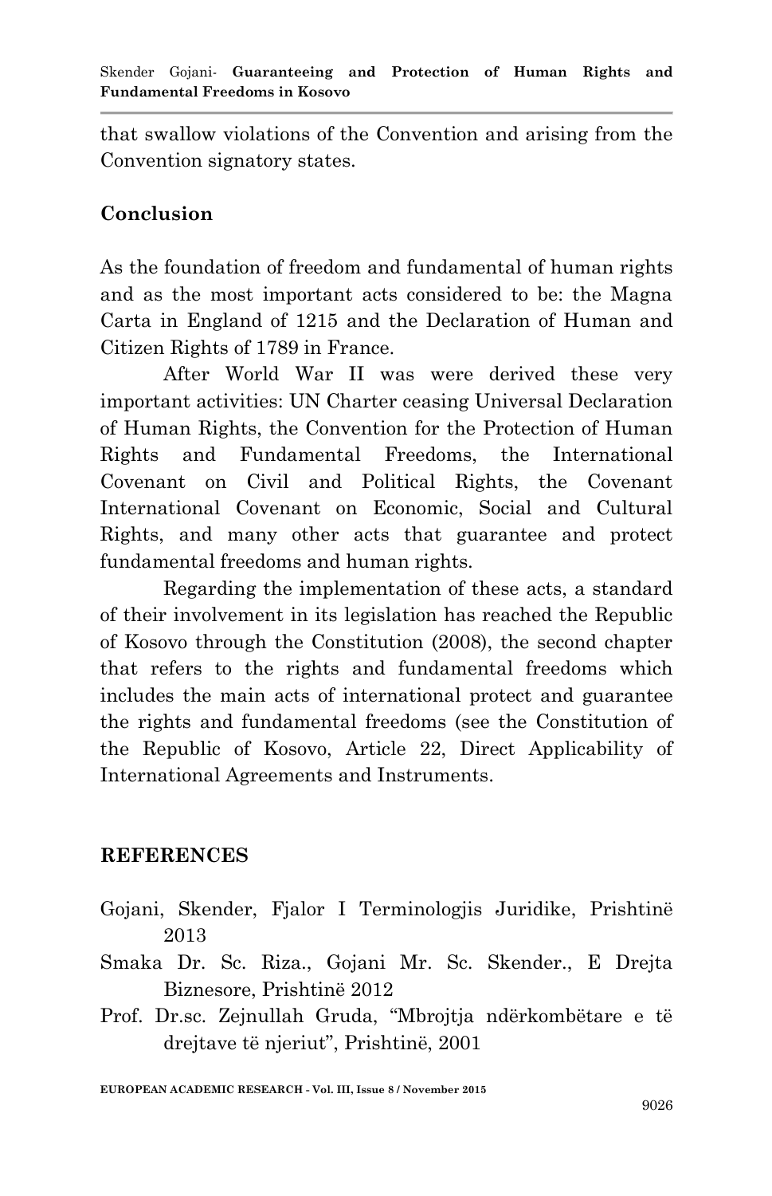that swallow violations of the Convention and arising from the Convention signatory states.

## Conclusion

As the foundation of freedom and fundamental of human rights and as the most important acts considered to be: the Magna Carta in England of 1215 and the Declaration of Human and Citizen Rights of 1789 in France.

After World War II was were derived these very important activities: UN Charter ceasing Universal Declaration of Human Rights, the Convention for the Protection of Human Rights and Fundamental Freedoms, the International Covenant on Civil and Political Rights, the Covenant International Covenant on Economic, Social and Cultural Rights, and many other acts that guarantee and protect fundamental freedoms and human rights.

Regarding the implementation of these acts, a standard of their involvement in its legislation has reached the Republic of Kosovo through the Constitution (2008), the second chapter that refers to the rights and fundamental freedoms which includes the main acts of international protect and guarantee the rights and fundamental freedoms (see the Constitution of the Republic of Kosovo, Article 22, Direct Applicability of International Agreements and Instruments.

## REFERENCES

Gojani, Skender, Fjalor I Terminologjis Juridike, Prishtinë 2013

Smaka Dr. Sc. Riza., Gojani Mr. Sc. Skender., E Drejta Biznesore, Prishtinë 2012

Prof. Dr.sc. Zejnullah Gruda, "Mbrojtja ndërkombëtare e të drejtave të njeriut", Prishtinë, 2001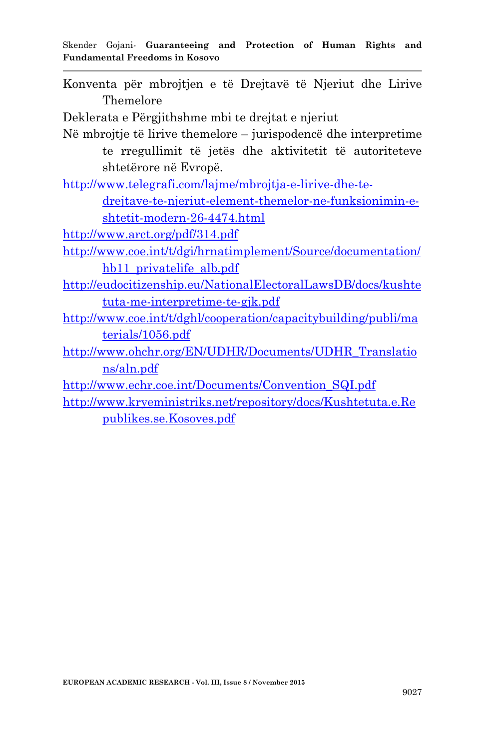Konventa për mbrojtjen e të Drejtavë të Njeriut dhe Lirive Themelore

Deklerata e Përgjithshme mbi te drejtat e njeriut

Në mbrojtje të lirive themelore – jurispodencë dhe interpretime te rregullimit të jetës dhe aktivitetit të autoriteteve shtetërore në Evropë.

http://www.telegrafi.com/lajme/mbrojtja-e-lirive-dhe-te-drejtave-te-njeriut-element-themelor-ne-funksionimin-e-shtetit-modern-26-4474.html

http://www.arct.org/pdf/314.pdf

http://www.coe.int/t/dgi/hrnatimplement/Source/documentation/hb11_privatelife_alb.pdf

http://eudocitizenship.eu/NationalElectoralLawsDB/docs/kushtetuta-me-interpretime-te-gjk.pdf

http://www.coe.int/t/dghl/cooperation/capacitybuilding/publi/materials/1056.pdf

http://www.ohchr.org/EN/UDHR/Documents/UDHR_Translations/aln.pdf

http://www.echr.coe.int/Documents/Convention_SQI.pdf

http://www.kryeministriks.net/repository/docs/Kushtetuta.e.Republikes.se.Kosoves.pdf